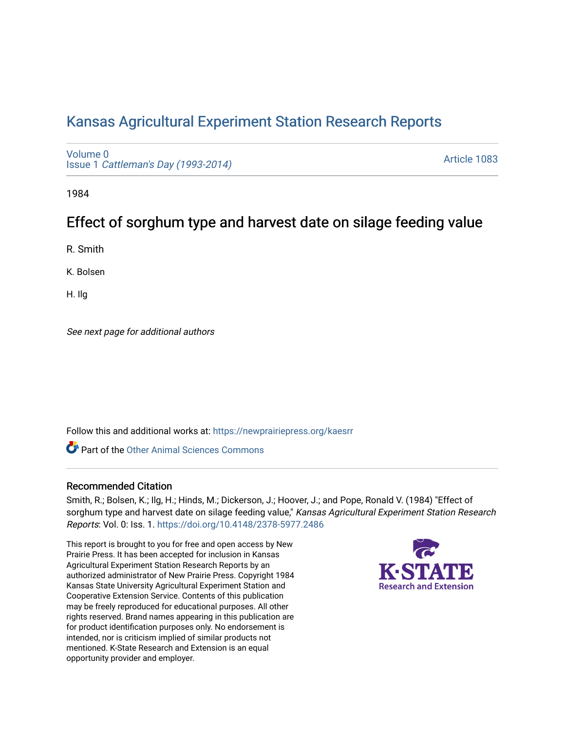# Kansas Agricultural Experiment Station Research Reports

Volume 0
Issue 1 *Cattleman's Day (1993-2014)*

Article 1083

1984

## Effect of sorghum type and harvest date on silage feeding value

R. Smith

K. Bolsen

H. Ilg

*See next page for additional authors*

Follow this and additional works at: https://newprairiepress.org/kaesrr

Part of the Other Animal Sciences Commons

### Recommended Citation

Smith, R.; Bolsen, K.; Ilg, H.; Hinds, M.; Dickerson, J.; Hoover, J.; and Pope, Ronald V. (1984) "Effect of sorghum type and harvest date on silage feeding value," *Kansas Agricultural Experiment Station Research Reports*: Vol. 0: Iss. 1. https://doi.org/10.4148/2378-5977.2486

This report is brought to you for free and open access by New Prairie Press. It has been accepted for inclusion in Kansas Agricultural Experiment Station Research Reports by an authorized administrator of New Prairie Press. Copyright 1984 Kansas State University Agricultural Experiment Station and Cooperative Extension Service. Contents of this publication may be freely reproduced for educational purposes. All other rights reserved. Brand names appearing in this publication are for product identification purposes only. No endorsement is intended, nor is criticism implied of similar products not mentioned. K-State Research and Extension is an equal opportunity provider and employer.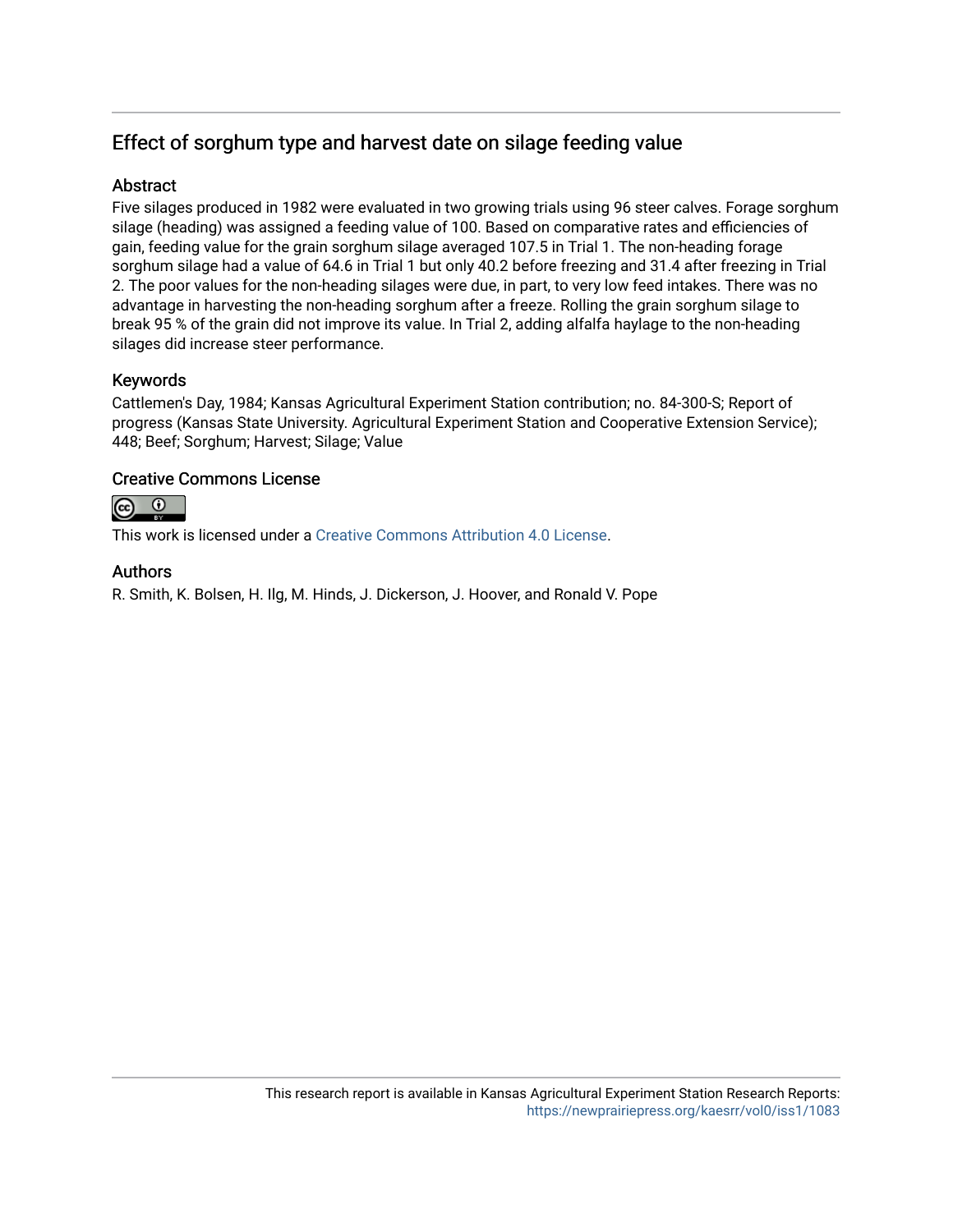# Effect of sorghum type and harvest date on silage feeding value

## Abstract

Five silages produced in 1982 were evaluated in two growing trials using 96 steer calves. Forage sorghum silage (heading) was assigned a feeding value of 100. Based on comparative rates and efficiencies of gain, feeding value for the grain sorghum silage averaged 107.5 in Trial 1. The non-heading forage sorghum silage had a value of 64.6 in Trial 1 but only 40.2 before freezing and 31.4 after freezing in Trial 2. The poor values for the non-heading silages were due, in part, to very low feed intakes. There was no advantage in harvesting the non-heading sorghum after a freeze. Rolling the grain sorghum silage to break 95 % of the grain did not improve its value. In Trial 2, adding alfalfa haylage to the non-heading silages did increase steer performance.

## Keywords

Cattlemen's Day, 1984; Kansas Agricultural Experiment Station contribution; no. 84-300-S; Report of progress (Kansas State University. Agricultural Experiment Station and Cooperative Extension Service); 448; Beef; Sorghum; Harvest; Silage; Value

## Creative Commons License

This work is licensed under a Creative Commons Attribution 4.0 License.

## Authors

R. Smith, K. Bolsen, H. Ilg, M. Hinds, J. Dickerson, J. Hoover, and Ronald V. Pope

This research report is available in Kansas Agricultural Experiment Station Research Reports: https://newprairiepress.org/kaesrr/vol0/iss1/1083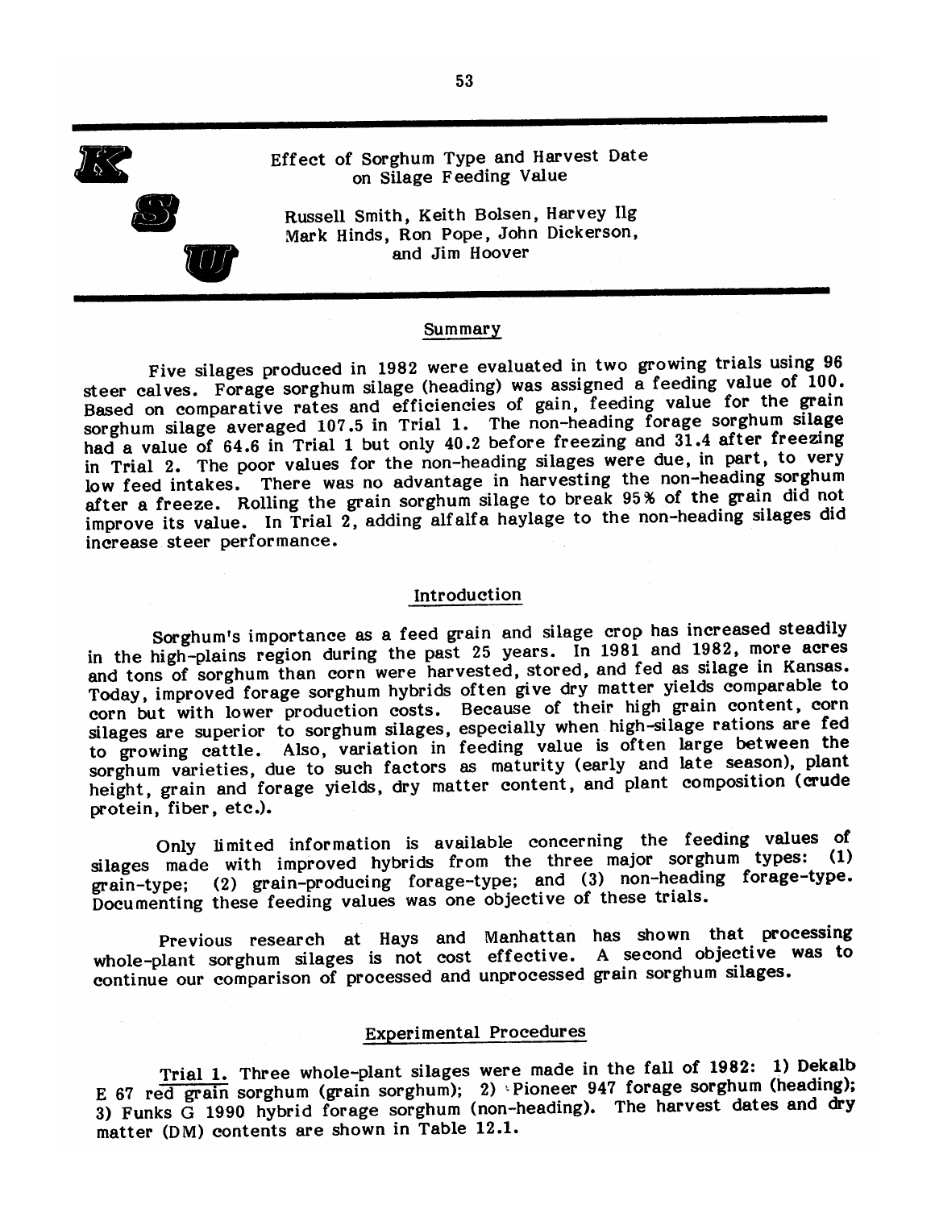# Effect of Sorghum Type and Harvest Date on Silage Feeding Value

Russell Smith, Keith Bolsen, Harvey Ilg
Mark Hinds, Ron Pope, John Dickerson,
and Jim Hoover

## Summary

Five silages produced in 1982 were evaluated in two growing trials using 96 steer calves. Forage sorghum silage (heading) was assigned a feeding value of 100. Based on comparative rates and efficiencies of gain, feeding value for the grain sorghum silage averaged 107.5 in Trial 1. The non-heading forage sorghum silage had a value of 64.6 in Trial 1 but only 40.2 before freezing and 31.4 after freezing in Trial 2. The poor values for the non-heading silages were due, in part, to very low feed intakes. There was no advantage in harvesting the non-heading sorghum after a freeze. Rolling the grain sorghum silage to break 95% of the grain did not improve its value. In Trial 2, adding alfalfa haylage to the non-heading silages did increase steer performance.

## Introduction

Sorghum's importance as a feed grain and silage crop has increased steadily in the high-plains region during the past 25 years. In 1981 and 1982, more acres and tons of sorghum than corn were harvested, stored, and fed as silage in Kansas. Today, improved forage sorghum hybrids often give dry matter yields comparable to corn but with lower production costs. Because of their high grain content, corn silages are superior to sorghum silages, especially when high-silage rations are fed to growing cattle. Also, variation in feeding value is often large between the sorghum varieties, due to such factors as maturity (early and late season), plant height, grain and forage yields, dry matter content, and plant composition (crude protein, fiber, etc.).

Only limited information is available concerning the feeding values of silages made with improved hybrids from the three major sorghum types: (1) grain-type; (2) grain-producing forage-type; and (3) non-heading forage-type. Documenting these feeding values was one objective of these trials.

Previous research at Hays and Manhattan has shown that processing whole-plant sorghum silages is not cost effective. A second objective was to continue our comparison of processed and unprocessed grain sorghum silages.

## Experimental Procedures

Trial 1. Three whole-plant silages were made in the fall of 1982: 1) Dekalb E 67 red grain sorghum (grain sorghum); 2) Pioneer 947 forage sorghum (heading); 3) Funks G 1990 hybrid forage sorghum (non-heading). The harvest dates and dry matter (DM) contents are shown in Table 12.1.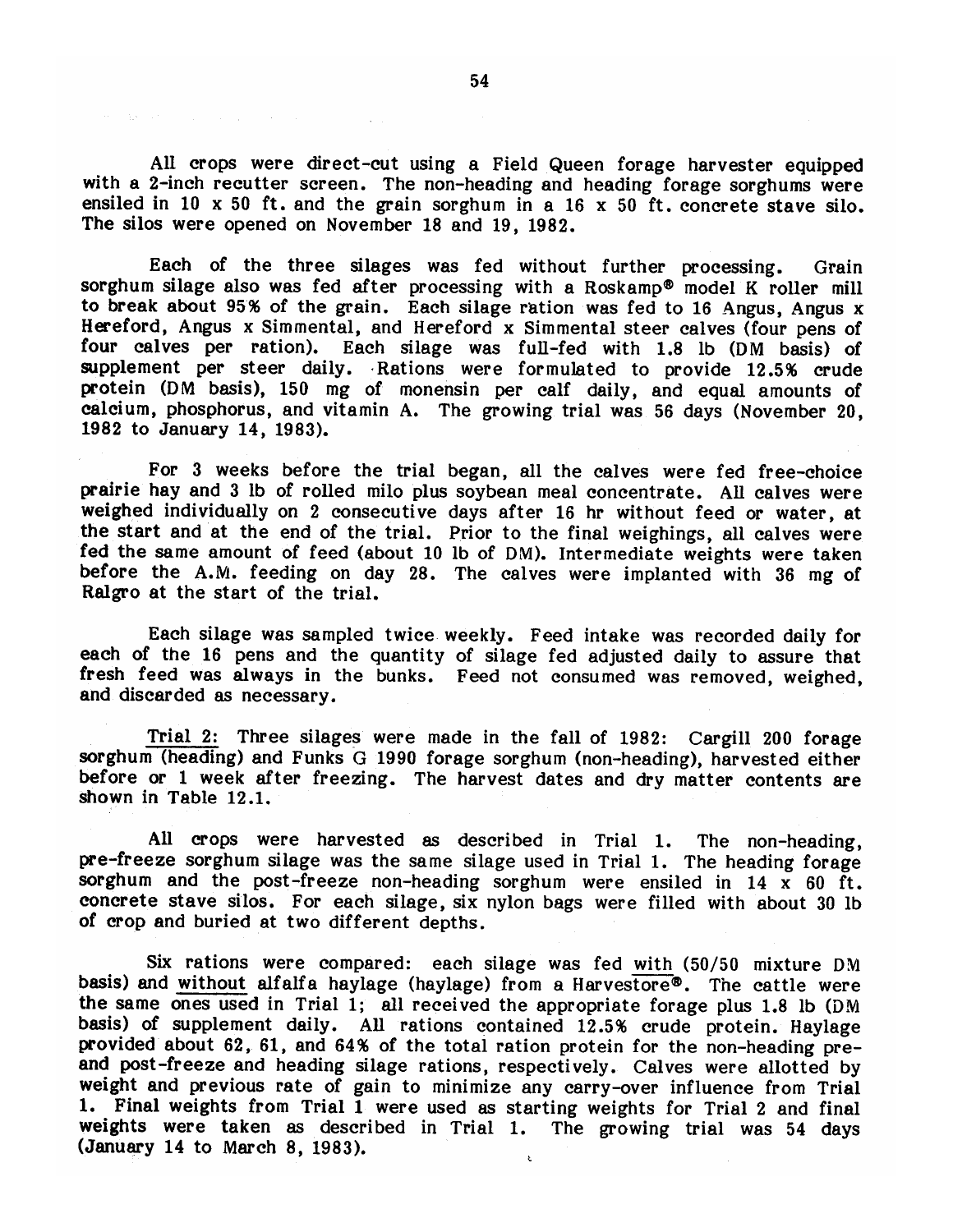All crops were direct-cut using a Field Queen forage harvester equipped with a 2-inch recutter screen. The non-heading and heading forage sorghums were ensiled in 10 x 50 ft. and the grain sorghum in a 16 x 50 ft. concrete stave silo. The silos were opened on November 18 and 19, 1982.

Each of the three silages was fed without further processing. Grain sorghum silage also was fed after processing with a Roskamp® model K roller mill to break about 95% of the grain. Each silage ration was fed to 16 Angus, Angus x Hereford, Angus x Simmental, and Hereford x Simmental steer calves (four pens of four calves per ration). Each silage was full-fed with 1.8 lb (DM basis) of supplement per steer daily. Rations were formulated to provide 12.5% crude protein (DM basis), 150 mg of monensin per calf daily, and equal amounts of calcium, phosphorus, and vitamin A. The growing trial was 56 days (November 20, 1982 to January 14, 1983).

For 3 weeks before the trial began, all the calves were fed free-choice prairie hay and 3 lb of rolled milo plus soybean meal concentrate. All calves were weighed individually on 2 consecutive days after 16 hr without feed or water, at the start and at the end of the trial. Prior to the final weighings, all calves were fed the same amount of feed (about 10 lb of DM). Intermediate weights were taken before the A.M. feeding on day 28. The calves were implanted with 36 mg of Ralgro at the start of the trial.

Each silage was sampled twice weekly. Feed intake was recorded daily for each of the 16 pens and the quantity of silage fed adjusted daily to assure that fresh feed was always in the bunks. Feed not consumed was removed, weighed, and discarded as necessary.

Trial 2: Three silages were made in the fall of 1982: Cargill 200 forage sorghum (heading) and Funks G 1990 forage sorghum (non-heading), harvested either before or 1 week after freezing. The harvest dates and dry matter contents are shown in Table 12.1.

All crops were harvested as described in Trial 1. The non-heading, pre-freeze sorghum silage was the same silage used in Trial 1. The heading forage sorghum and the post-freeze non-heading sorghum were ensiled in 14 x 60 ft. concrete stave silos. For each silage, six nylon bags were filled with about 30 lb of crop and buried at two different depths.

Six rations were compared: each silage was fed with (50/50 mixture DM basis) and without alfalfa haylage (haylage) from a Harvestore®. The cattle were the same ones used in Trial 1; all received the appropriate forage plus 1.8 lb (DM basis) of supplement daily. All rations contained 12.5% crude protein. Haylage provided about 62, 61, and 64% of the total ration protein for the non-heading pre- and post-freeze and heading silage rations, respectively. Calves were allotted by weight and previous rate of gain to minimize any carry-over influence from Trial 1. Final weights from Trial 1 were used as starting weights for Trial 2 and final weights were taken as described in Trial 1. The growing trial was 54 days (January 14 to March 8, 1983).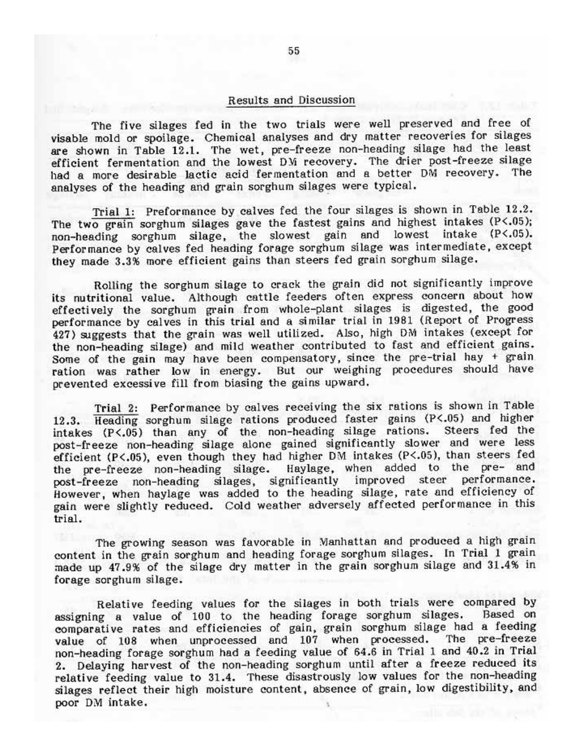## Results and Discussion

The five silages fed in the two trials were well preserved and free of visable mold or spoilage. Chemical analyses and dry matter recoveries for silages are shown in Table 12.1. The wet, pre-freeze non-heading silage had the least efficient fermentation and the lowest DM recovery. The drier post-freeze silage had a more desirable lactic acid fermentation and a better DM recovery. The analyses of the heading and grain sorghum silages were typical.

Trial 1: Preformance by calves fed the four silages is shown in Table 12.2. The two grain sorghum silages gave the fastest gains and highest intakes ($P<.05$); non-heading sorghum silage, the slowest gain and lowest intake ($P<.05$). Performance by calves fed heading forage sorghum silage was intermediate, except they made 3.3% more efficient gains than steers fed grain sorghum silage.

Rolling the sorghum silage to crack the grain did not significantly improve its nutritional value. Although cattle feeders often express concern about how effectively the sorghum grain from whole-plant silages is digested, the good performance by calves in this trial and a similar trial in 1981 (Report of Progress 427) suggests that the grain was well utilized. Also, high DM intakes (except for the non-heading silage) and mild weather contributed to fast and efficient gains. Some of the gain may have been compensatory, since the pre-trial hay + grain ration was rather low in energy. But our weighing procedures should have prevented excessive fill from biasing the gains upward.

Trial 2: Performance by calves receiving the six rations is shown in Table 12.3. Heading sorghum silage rations produced faster gains ($P<.05$) and higher intakes ($P<.05$) than any of the non-heading silage rations. Steers fed the post-freeze non-heading silage alone gained significantly slower and were less efficient ($P<.05$), even though they had higher DM intakes ($P<.05$), than steers fed the pre-freeze non-heading silage. Haylage, when added to the pre- and post-freeze non-heading silages, significantly improved steer performance. However, when haylage was added to the heading silage, rate and efficiency of gain were slightly reduced. Cold weather adversely affected performance in this trial.

The growing season was favorable in Manhattan and produced a high grain content in the grain sorghum and heading forage sorghum silages. In Trial 1 grain made up 47.9% of the silage dry matter in the grain sorghum silage and 31.4% in forage sorghum silage.

Relative feeding values for the silages in both trials were compared by assigning a value of 100 to the heading forage sorghum silages. Based on comparative rates and efficiencies of gain, grain sorghum silage had a feeding value of 108 when unprocessed and 107 when processed. The pre-freeze non-heading forage sorghum had a feeding value of 64.6 in Trial 1 and 40.2 in Trial 2. Delaying harvest of the non-heading sorghum until after a freeze reduced its relative feeding value to 31.4. These disastrously low values for the non-heading silages reflect their high moisture content, absence of grain, low digestibility, and poor DM intake.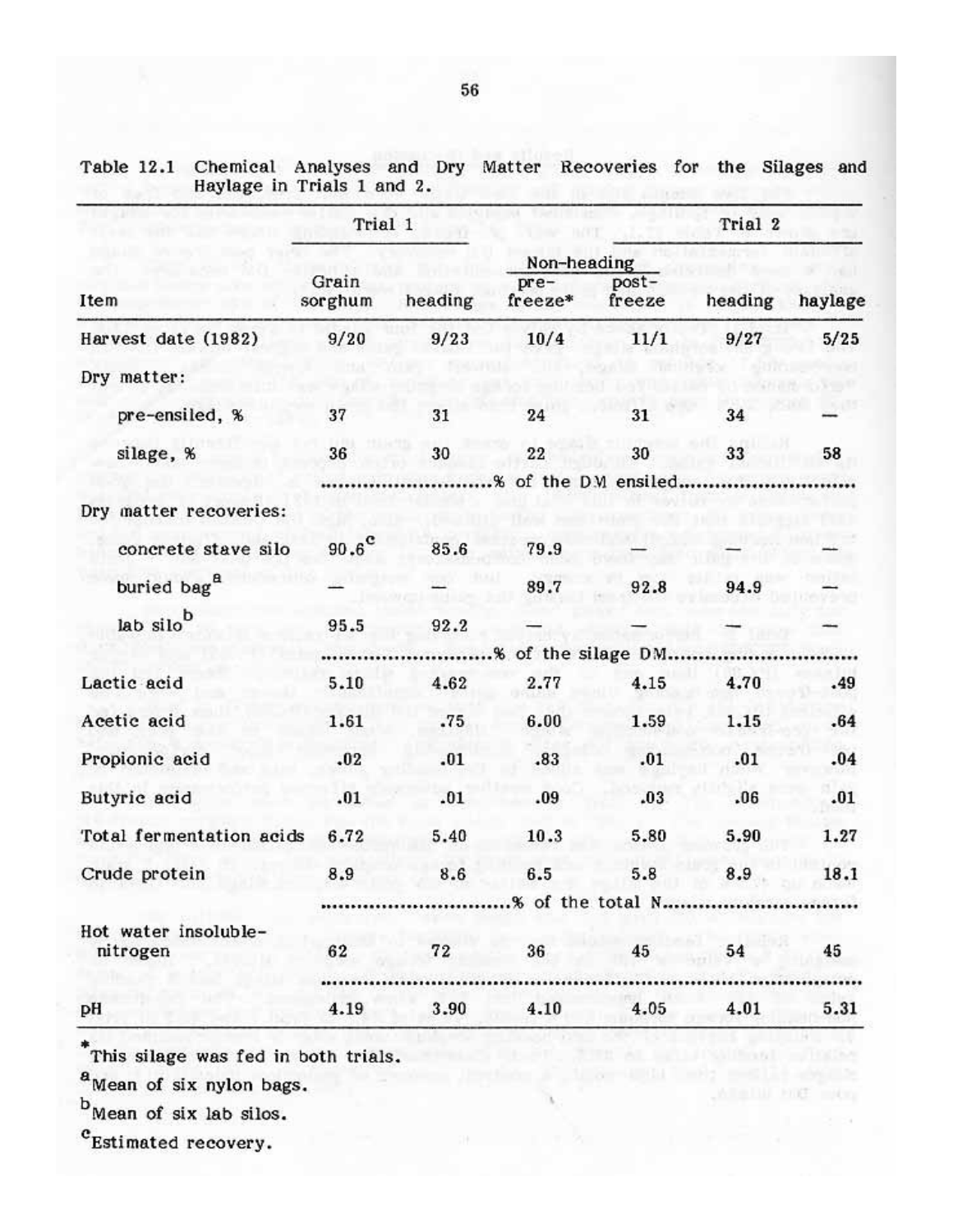Table 12.1 Chemical Analyses and Dry Matter Recoveries for the Silages and Haylage in Trials 1 and 2.

| | Trial 1 | | | | Trial 2 | |
|---|---|---|---|---|---|---|
| | | | Non-heading | | | |
| Item | Grain sorghum | heading | pre-freeze* | post-freeze | heading | haylage |
| Harvest date (1982) | 9/20 | 9/23 | 10/4 | 11/1 | 9/27 | 5/25 |
| Dry matter: | | | | | | |
| pre-ensiled, % | 37 | 31 | 24 | 31 | 34 | — |
| silage, % | 36 | 30 | 22 | 30 | 33 | 58 |
| | ...% of the DM ensiled... | | | | | |
| Dry matter recoveries: | | | | | | |
| concrete stave silo | 90.6[c] | 85.6 | 79.9 | — | — | — |
| buried bag[a] | — | — | 89.7 | 92.8 | 94.9 | — |
| lab silo[b] | 95.5 | 92.2 | — | — | — | — |
| | ...% of the silage DM... | | | | | |
| Lactic acid | 5.10 | 4.62 | 2.77 | 4.15 | 4.70 | .49 |
| Acetic acid | 1.61 | .75 | 6.00 | 1.59 | 1.15 | .64 |
| Propionic acid | .02 | .01 | .83 | .01 | .01 | .04 |
| Butyric acid | .01 | .01 | .09 | .03 | .06 | .01 |
| Total fermentation acids | 6.72 | 5.40 | 10.3 | 5.80 | 5.90 | 1.27 |
| Crude protein | 8.9 | 8.6 | 6.5 | 5.8 | 8.9 | 18.1 |
| | ...% of the total N... | | | | | |
| Hot water insoluble-nitrogen | 62 | 72 | 36 | 45 | 54 | 45 |
| pH | 4.19 | 3.90 | 4.10 | 4.05 | 4.01 | 5.31 |

*This silage was fed in both trials.

[a]Mean of six nylon bags.

[b]Mean of six lab silos.

[c]Estimated recovery.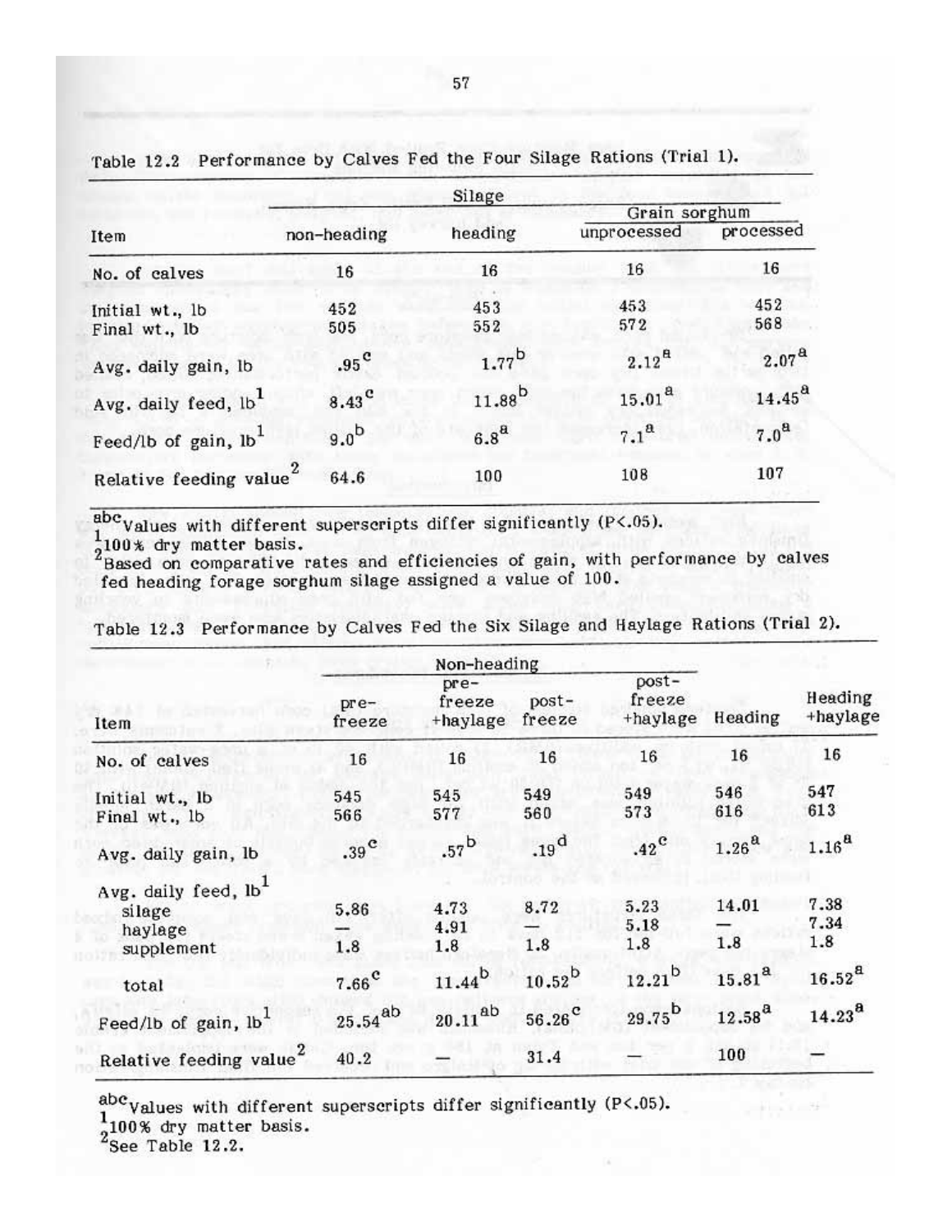Table 12.2 Performance by Calves Fed the Four Silage Rations (Trial 1).

| | Silage | | | |
|---|---|---|---|---|
| | | | Grain sorghum | |
| Item | non-heading | heading | unprocessed | processed |
| No. of calves | 16 | 16 | 16 | 16 |
| Initial wt., lb | 452 | 453 | 453 | 452 |
| Final wt., lb | 505 | 552 | 572 | 568 |
| Avg. daily gain, lb | .95[c] | 1.77[b] | 2.12[a] | 2.07[a] |
| Avg. daily feed, lb[1] | 8.43[c] | 11.88[b] | 15.01[a] | 14.45[a] |
| Feed/lb of gain, lb[1] | 9.0[b] | 6.8[a] | 7.1[a] | 7.0[a] |
| Relative feeding value[2] | 64.6 | 100 | 108 | 107 |

[abc]Values with different superscripts differ significantly ($P<.05$).
[1]100% dry matter basis.
[2]Based on comparative rates and efficiencies of gain, with performance by calves fed heading forage sorghum silage assigned a value of 100.

Table 12.3 Performance by Calves Fed the Six Silage and Haylage Rations (Trial 2).

| | Non-heading | | | | | |
|---|---|---|---|---|---|---|
| Item | pre-freeze | pre-freeze +haylage | post-freeze | post-freeze +haylage | Heading | Heading +haylage |
| No. of calves | 16 | 16 | 16 | 16 | 16 | 16 |
| Initial wt., lb | 545 | 545 | 549 | 549 | 546 | 547 |
| Final wt., lb | 566 | 577 | 560 | 573 | 616 | 613 |
| Avg. daily gain, lb | .39[c] | .57[b] | .19[d] | .42[c] | 1.26[a] | 1.16[a] |
| Avg. daily feed, lb[1] | | | | | | |
| silage | 5.86 | 4.73 | 8.72 | 5.23 | 14.01 | 7.38 |
| haylage | — | 4.91 | — | 5.18 | — | 7.34 |
| supplement | 1.8 | 1.8 | 1.8 | 1.8 | 1.8 | 1.8 |
| total | 7.66[c] | 11.44[b] | 10.52[b] | 12.21[b] | 15.81[a] | 16.52[a] |
| Feed/lb of gain, lb[1] | 25.54[ab] | 20.11[ab] | 56.26[c] | 29.75[b] | 12.58[a] | 14.23[a] |
| Relative feeding value[2] | 40.2 | | 31.4 | — | 100 | — |

[abc]Values with different superscripts differ significantly ($P<.05$).
[1]100% dry matter basis.
[2]See Table 12.2.